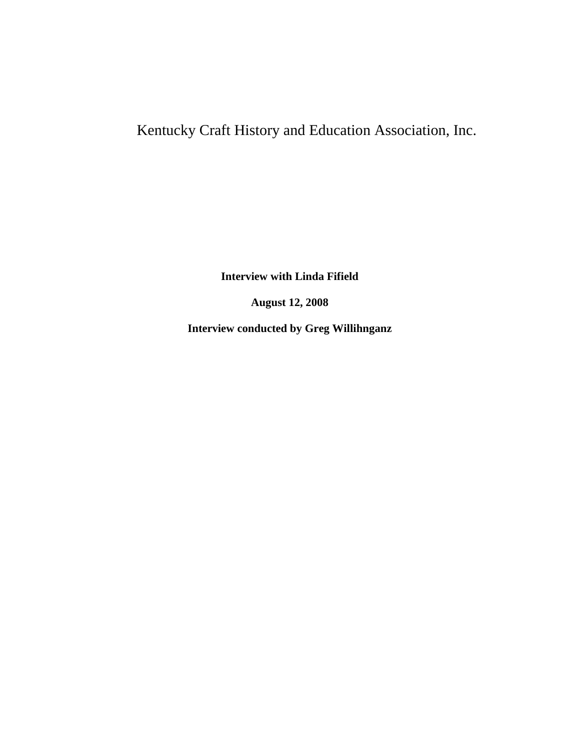# Kentucky Craft History and Education Association, Inc.

**Interview with Linda Fifield**

**August 12, 2008**

**Interview conducted by Greg Willihnganz**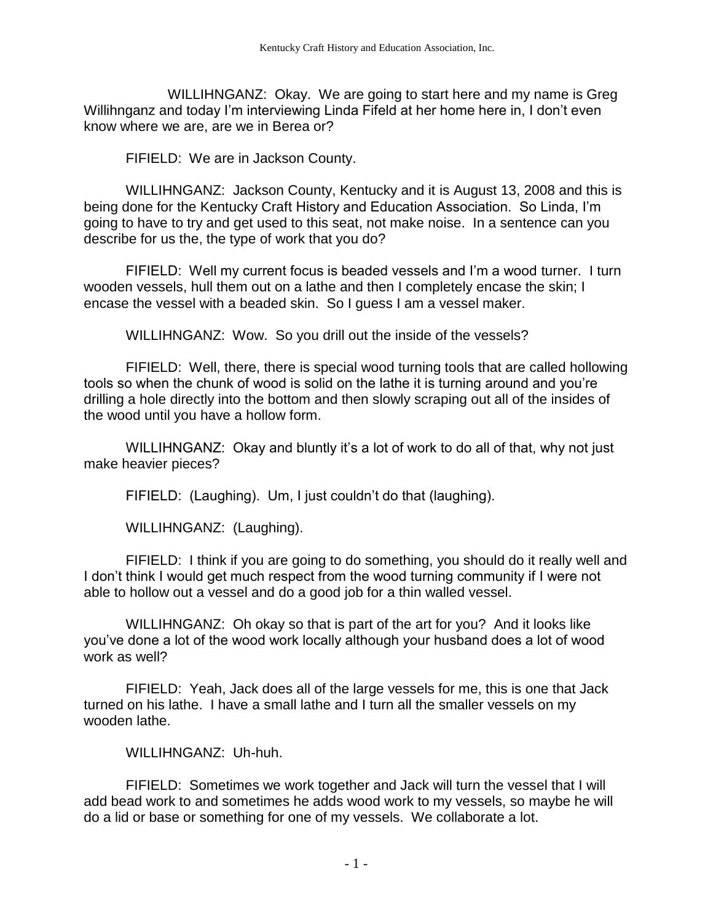WILLIHNGANZ: Okay. We are going to start here and my name is Greg Willihnganz and today I'm interviewing Linda Fifeld at her home here in, I don't even know where we are, are we in Berea or?

FIFIELD: We are in Jackson County.

WILLIHNGANZ: Jackson County, Kentucky and it is August 13, 2008 and this is being done for the Kentucky Craft History and Education Association. So Linda, I'm going to have to try and get used to this seat, not make noise. In a sentence can you describe for us the, the type of work that you do?

FIFIELD: Well my current focus is beaded vessels and I'm a wood turner. I turn wooden vessels, hull them out on a lathe and then I completely encase the skin; I encase the vessel with a beaded skin. So I guess I am a vessel maker.

WILLIHNGANZ: Wow. So you drill out the inside of the vessels?

FIFIELD: Well, there, there is special wood turning tools that are called hollowing tools so when the chunk of wood is solid on the lathe it is turning around and you're drilling a hole directly into the bottom and then slowly scraping out all of the insides of the wood until you have a hollow form.

WILLIHNGANZ: Okay and bluntly it's a lot of work to do all of that, why not just make heavier pieces?

FIFIELD: (Laughing). Um, I just couldn't do that (laughing).

WILLIHNGANZ: (Laughing).

FIFIELD: I think if you are going to do something, you should do it really well and I don't think I would get much respect from the wood turning community if I were not able to hollow out a vessel and do a good job for a thin walled vessel.

WILLIHNGANZ: Oh okay so that is part of the art for you? And it looks like you've done a lot of the wood work locally although your husband does a lot of wood work as well?

FIFIELD: Yeah, Jack does all of the large vessels for me, this is one that Jack turned on his lathe. I have a small lathe and I turn all the smaller vessels on my wooden lathe.

WILLIHNGANZ: Uh-huh.

FIFIELD: Sometimes we work together and Jack will turn the vessel that I will add bead work to and sometimes he adds wood work to my vessels, so maybe he will do a lid or base or something for one of my vessels. We collaborate a lot.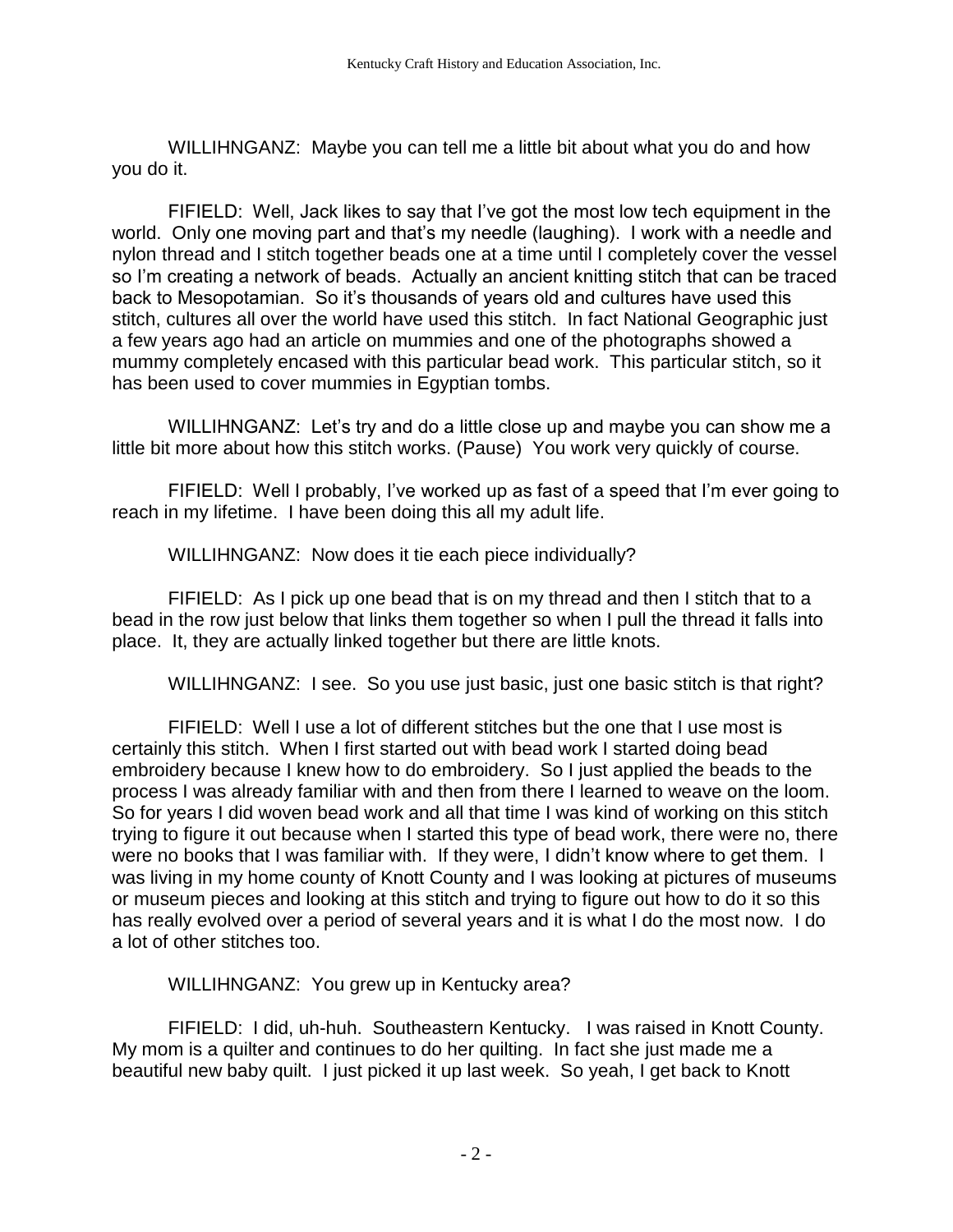WILLIHNGANZ: Maybe you can tell me a little bit about what you do and how you do it.

FIFIELD: Well, Jack likes to say that I've got the most low tech equipment in the world. Only one moving part and that's my needle (laughing). I work with a needle and nylon thread and I stitch together beads one at a time until I completely cover the vessel so I'm creating a network of beads. Actually an ancient knitting stitch that can be traced back to Mesopotamian. So it's thousands of years old and cultures have used this stitch, cultures all over the world have used this stitch. In fact National Geographic just a few years ago had an article on mummies and one of the photographs showed a mummy completely encased with this particular bead work. This particular stitch, so it has been used to cover mummies in Egyptian tombs.

WILLIHNGANZ: Let's try and do a little close up and maybe you can show me a little bit more about how this stitch works. (Pause) You work very quickly of course.

FIFIELD: Well I probably, I've worked up as fast of a speed that I'm ever going to reach in my lifetime. I have been doing this all my adult life.

WILLIHNGANZ: Now does it tie each piece individually?

FIFIELD: As I pick up one bead that is on my thread and then I stitch that to a bead in the row just below that links them together so when I pull the thread it falls into place. It, they are actually linked together but there are little knots.

WILLIHNGANZ: I see. So you use just basic, just one basic stitch is that right?

FIFIELD: Well I use a lot of different stitches but the one that I use most is certainly this stitch. When I first started out with bead work I started doing bead embroidery because I knew how to do embroidery. So I just applied the beads to the process I was already familiar with and then from there I learned to weave on the loom. So for years I did woven bead work and all that time I was kind of working on this stitch trying to figure it out because when I started this type of bead work, there were no, there were no books that I was familiar with. If they were, I didn't know where to get them. I was living in my home county of Knott County and I was looking at pictures of museums or museum pieces and looking at this stitch and trying to figure out how to do it so this has really evolved over a period of several years and it is what I do the most now. I do a lot of other stitches too.

WILLIHNGANZ: You grew up in Kentucky area?

FIFIELD: I did, uh-huh. Southeastern Kentucky. I was raised in Knott County. My mom is a quilter and continues to do her quilting. In fact she just made me a beautiful new baby quilt. I just picked it up last week. So yeah, I get back to Knott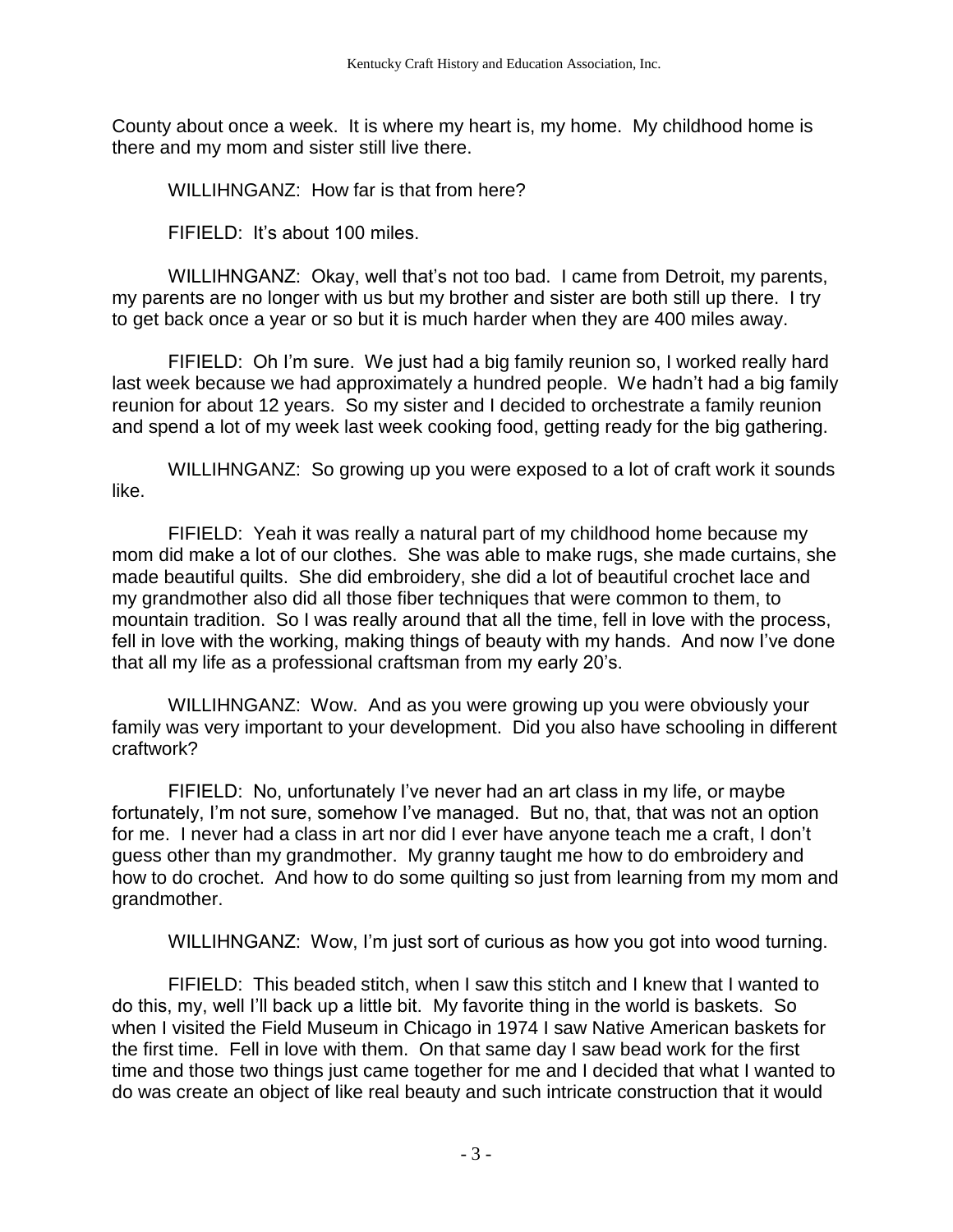County about once a week. It is where my heart is, my home. My childhood home is there and my mom and sister still live there.

WILLIHNGANZ: How far is that from here?

FIFIELD: It's about 100 miles.

WILLIHNGANZ: Okay, well that's not too bad. I came from Detroit, my parents, my parents are no longer with us but my brother and sister are both still up there. I try to get back once a year or so but it is much harder when they are 400 miles away.

FIFIELD: Oh I'm sure. We just had a big family reunion so, I worked really hard last week because we had approximately a hundred people. We hadn't had a big family reunion for about 12 years. So my sister and I decided to orchestrate a family reunion and spend a lot of my week last week cooking food, getting ready for the big gathering.

WILLIHNGANZ: So growing up you were exposed to a lot of craft work it sounds like.

FIFIELD: Yeah it was really a natural part of my childhood home because my mom did make a lot of our clothes. She was able to make rugs, she made curtains, she made beautiful quilts. She did embroidery, she did a lot of beautiful crochet lace and my grandmother also did all those fiber techniques that were common to them, to mountain tradition. So I was really around that all the time, fell in love with the process, fell in love with the working, making things of beauty with my hands. And now I've done that all my life as a professional craftsman from my early 20's.

WILLIHNGANZ: Wow. And as you were growing up you were obviously your family was very important to your development. Did you also have schooling in different craftwork?

FIFIELD: No, unfortunately I've never had an art class in my life, or maybe fortunately, I'm not sure, somehow I've managed. But no, that, that was not an option for me. I never had a class in art nor did I ever have anyone teach me a craft, I don't guess other than my grandmother. My granny taught me how to do embroidery and how to do crochet. And how to do some quilting so just from learning from my mom and grandmother.

WILLIHNGANZ: Wow, I'm just sort of curious as how you got into wood turning.

FIFIELD: This beaded stitch, when I saw this stitch and I knew that I wanted to do this, my, well I'll back up a little bit. My favorite thing in the world is baskets. So when I visited the Field Museum in Chicago in 1974 I saw Native American baskets for the first time. Fell in love with them. On that same day I saw bead work for the first time and those two things just came together for me and I decided that what I wanted to do was create an object of like real beauty and such intricate construction that it would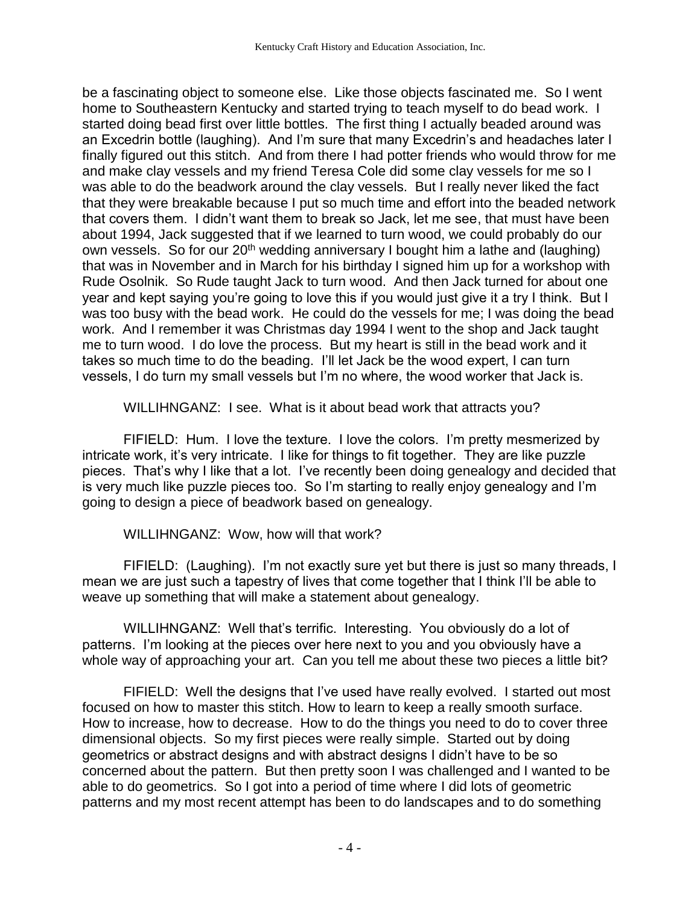be a fascinating object to someone else. Like those objects fascinated me. So I went home to Southeastern Kentucky and started trying to teach myself to do bead work. I started doing bead first over little bottles. The first thing I actually beaded around was an Excedrin bottle (laughing). And I'm sure that many Excedrin's and headaches later I finally figured out this stitch. And from there I had potter friends who would throw for me and make clay vessels and my friend Teresa Cole did some clay vessels for me so I was able to do the beadwork around the clay vessels. But I really never liked the fact that they were breakable because I put so much time and effort into the beaded network that covers them. I didn't want them to break so Jack, let me see, that must have been about 1994, Jack suggested that if we learned to turn wood, we could probably do our own vessels. So for our 20th wedding anniversary I bought him a lathe and (laughing) that was in November and in March for his birthday I signed him up for a workshop with Rude Osolnik. So Rude taught Jack to turn wood. And then Jack turned for about one year and kept saying you're going to love this if you would just give it a try I think. But I was too busy with the bead work. He could do the vessels for me; I was doing the bead work. And I remember it was Christmas day 1994 I went to the shop and Jack taught me to turn wood. I do love the process. But my heart is still in the bead work and it takes so much time to do the beading. I'll let Jack be the wood expert, I can turn vessels, I do turn my small vessels but I'm no where, the wood worker that Jack is.

WILLIHNGANZ: I see. What is it about bead work that attracts you?

FIFIELD: Hum. I love the texture. I love the colors. I'm pretty mesmerized by intricate work, it's very intricate. I like for things to fit together. They are like puzzle pieces. That's why I like that a lot. I've recently been doing genealogy and decided that is very much like puzzle pieces too. So I'm starting to really enjoy genealogy and I'm going to design a piece of beadwork based on genealogy.

WILLIHNGANZ: Wow, how will that work?

FIFIELD: (Laughing). I'm not exactly sure yet but there is just so many threads, I mean we are just such a tapestry of lives that come together that I think I'll be able to weave up something that will make a statement about genealogy.

WILLIHNGANZ: Well that's terrific. Interesting. You obviously do a lot of patterns. I'm looking at the pieces over here next to you and you obviously have a whole way of approaching your art. Can you tell me about these two pieces a little bit?

FIFIELD: Well the designs that I've used have really evolved. I started out most focused on how to master this stitch. How to learn to keep a really smooth surface. How to increase, how to decrease. How to do the things you need to do to cover three dimensional objects. So my first pieces were really simple. Started out by doing geometrics or abstract designs and with abstract designs I didn't have to be so concerned about the pattern. But then pretty soon I was challenged and I wanted to be able to do geometrics. So I got into a period of time where I did lots of geometric patterns and my most recent attempt has been to do landscapes and to do something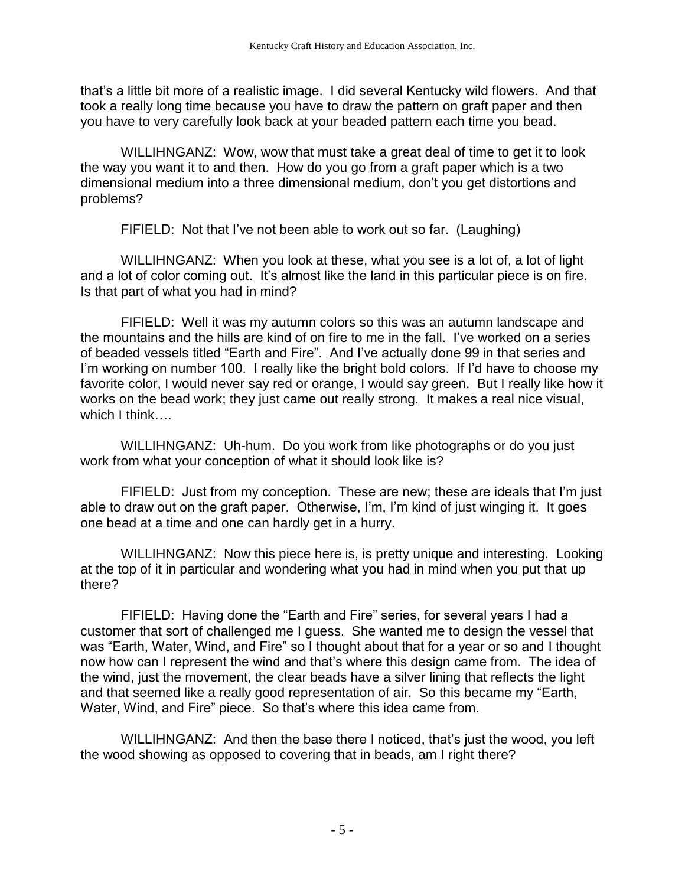that's a little bit more of a realistic image. I did several Kentucky wild flowers. And that took a really long time because you have to draw the pattern on graft paper and then you have to very carefully look back at your beaded pattern each time you bead.

WILLIHNGANZ: Wow, wow that must take a great deal of time to get it to look the way you want it to and then. How do you go from a graft paper which is a two dimensional medium into a three dimensional medium, don't you get distortions and problems?

FIFIELD: Not that I've not been able to work out so far. (Laughing)

WILLIHNGANZ: When you look at these, what you see is a lot of, a lot of light and a lot of color coming out. It's almost like the land in this particular piece is on fire. Is that part of what you had in mind?

FIFIELD: Well it was my autumn colors so this was an autumn landscape and the mountains and the hills are kind of on fire to me in the fall. I've worked on a series of beaded vessels titled "Earth and Fire". And I've actually done 99 in that series and I'm working on number 100. I really like the bright bold colors. If I'd have to choose my favorite color, I would never say red or orange, I would say green. But I really like how it works on the bead work; they just came out really strong. It makes a real nice visual, which I think….

WILLIHNGANZ: Uh-hum. Do you work from like photographs or do you just work from what your conception of what it should look like is?

FIFIELD: Just from my conception. These are new; these are ideals that I'm just able to draw out on the graft paper. Otherwise, I'm, I'm kind of just winging it. It goes one bead at a time and one can hardly get in a hurry.

WILLIHNGANZ: Now this piece here is, is pretty unique and interesting. Looking at the top of it in particular and wondering what you had in mind when you put that up there?

FIFIELD: Having done the "Earth and Fire" series, for several years I had a customer that sort of challenged me I guess. She wanted me to design the vessel that was "Earth, Water, Wind, and Fire" so I thought about that for a year or so and I thought now how can I represent the wind and that's where this design came from. The idea of the wind, just the movement, the clear beads have a silver lining that reflects the light and that seemed like a really good representation of air. So this became my "Earth, Water, Wind, and Fire" piece. So that's where this idea came from.

WILLIHNGANZ: And then the base there I noticed, that's just the wood, you left the wood showing as opposed to covering that in beads, am I right there?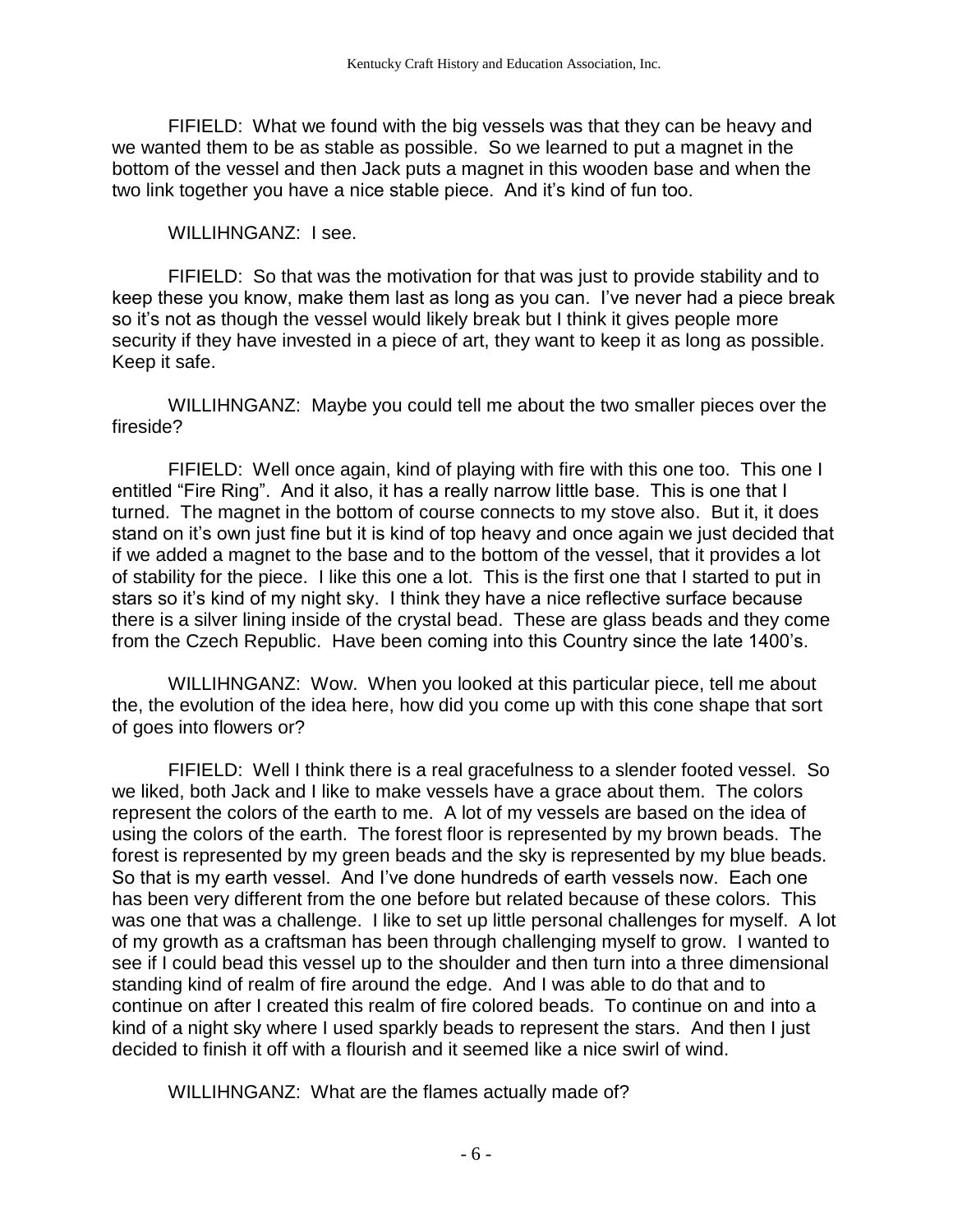FIFIELD: What we found with the big vessels was that they can be heavy and we wanted them to be as stable as possible. So we learned to put a magnet in the bottom of the vessel and then Jack puts a magnet in this wooden base and when the two link together you have a nice stable piece. And it's kind of fun too.

WILLIHNGANZ: I see.

FIFIELD: So that was the motivation for that was just to provide stability and to keep these you know, make them last as long as you can. I've never had a piece break so it's not as though the vessel would likely break but I think it gives people more security if they have invested in a piece of art, they want to keep it as long as possible. Keep it safe.

WILLIHNGANZ: Maybe you could tell me about the two smaller pieces over the fireside?

FIFIELD: Well once again, kind of playing with fire with this one too. This one I entitled "Fire Ring". And it also, it has a really narrow little base. This is one that I turned. The magnet in the bottom of course connects to my stove also. But it, it does stand on it's own just fine but it is kind of top heavy and once again we just decided that if we added a magnet to the base and to the bottom of the vessel, that it provides a lot of stability for the piece. I like this one a lot. This is the first one that I started to put in stars so it's kind of my night sky. I think they have a nice reflective surface because there is a silver lining inside of the crystal bead. These are glass beads and they come from the Czech Republic. Have been coming into this Country since the late 1400's.

WILLIHNGANZ: Wow. When you looked at this particular piece, tell me about the, the evolution of the idea here, how did you come up with this cone shape that sort of goes into flowers or?

FIFIELD: Well I think there is a real gracefulness to a slender footed vessel. So we liked, both Jack and I like to make vessels have a grace about them. The colors represent the colors of the earth to me. A lot of my vessels are based on the idea of using the colors of the earth. The forest floor is represented by my brown beads. The forest is represented by my green beads and the sky is represented by my blue beads. So that is my earth vessel. And I've done hundreds of earth vessels now. Each one has been very different from the one before but related because of these colors. This was one that was a challenge. I like to set up little personal challenges for myself. A lot of my growth as a craftsman has been through challenging myself to grow. I wanted to see if I could bead this vessel up to the shoulder and then turn into a three dimensional standing kind of realm of fire around the edge. And I was able to do that and to continue on after I created this realm of fire colored beads. To continue on and into a kind of a night sky where I used sparkly beads to represent the stars. And then I just decided to finish it off with a flourish and it seemed like a nice swirl of wind.

WILLIHNGANZ: What are the flames actually made of?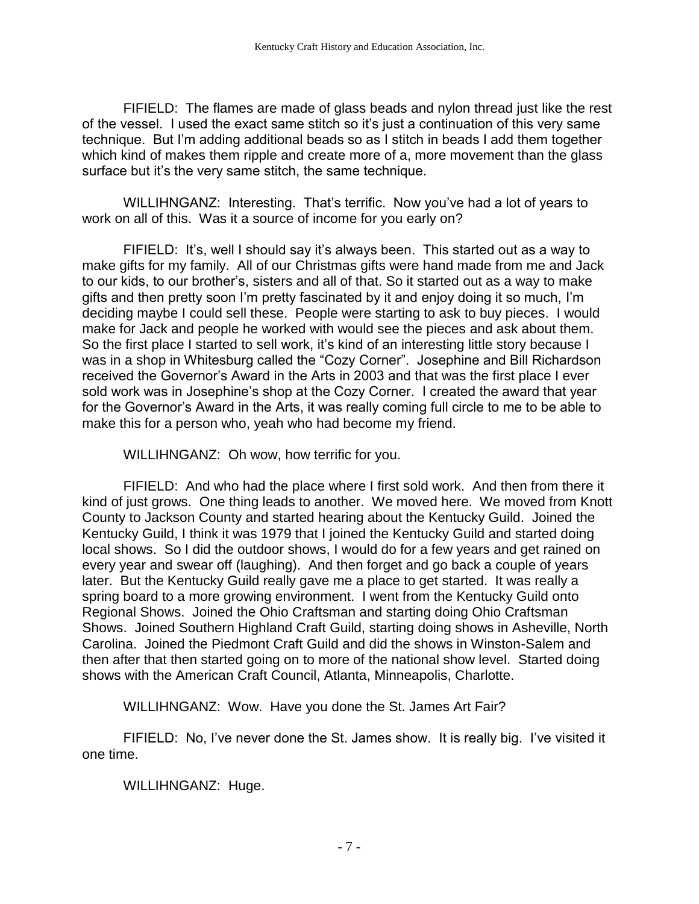FIFIELD: The flames are made of glass beads and nylon thread just like the rest of the vessel. I used the exact same stitch so it's just a continuation of this very same technique. But I'm adding additional beads so as I stitch in beads I add them together which kind of makes them ripple and create more of a, more movement than the glass surface but it's the very same stitch, the same technique.

WILLIHNGANZ: Interesting. That's terrific. Now you've had a lot of years to work on all of this. Was it a source of income for you early on?

FIFIELD: It's, well I should say it's always been. This started out as a way to make gifts for my family. All of our Christmas gifts were hand made from me and Jack to our kids, to our brother's, sisters and all of that. So it started out as a way to make gifts and then pretty soon I'm pretty fascinated by it and enjoy doing it so much, I'm deciding maybe I could sell these. People were starting to ask to buy pieces. I would make for Jack and people he worked with would see the pieces and ask about them. So the first place I started to sell work, it's kind of an interesting little story because I was in a shop in Whitesburg called the "Cozy Corner". Josephine and Bill Richardson received the Governor's Award in the Arts in 2003 and that was the first place I ever sold work was in Josephine's shop at the Cozy Corner. I created the award that year for the Governor's Award in the Arts, it was really coming full circle to me to be able to make this for a person who, yeah who had become my friend.

WILLIHNGANZ: Oh wow, how terrific for you.

FIFIELD: And who had the place where I first sold work. And then from there it kind of just grows. One thing leads to another. We moved here. We moved from Knott County to Jackson County and started hearing about the Kentucky Guild. Joined the Kentucky Guild, I think it was 1979 that I joined the Kentucky Guild and started doing local shows. So I did the outdoor shows, I would do for a few years and get rained on every year and swear off (laughing). And then forget and go back a couple of years later. But the Kentucky Guild really gave me a place to get started. It was really a spring board to a more growing environment. I went from the Kentucky Guild onto Regional Shows. Joined the Ohio Craftsman and starting doing Ohio Craftsman Shows. Joined Southern Highland Craft Guild, starting doing shows in Asheville, North Carolina. Joined the Piedmont Craft Guild and did the shows in Winston-Salem and then after that then started going on to more of the national show level. Started doing shows with the American Craft Council, Atlanta, Minneapolis, Charlotte.

WILLIHNGANZ: Wow. Have you done the St. James Art Fair?

FIFIELD: No, I've never done the St. James show. It is really big. I've visited it one time.

WILLIHNGANZ: Huge.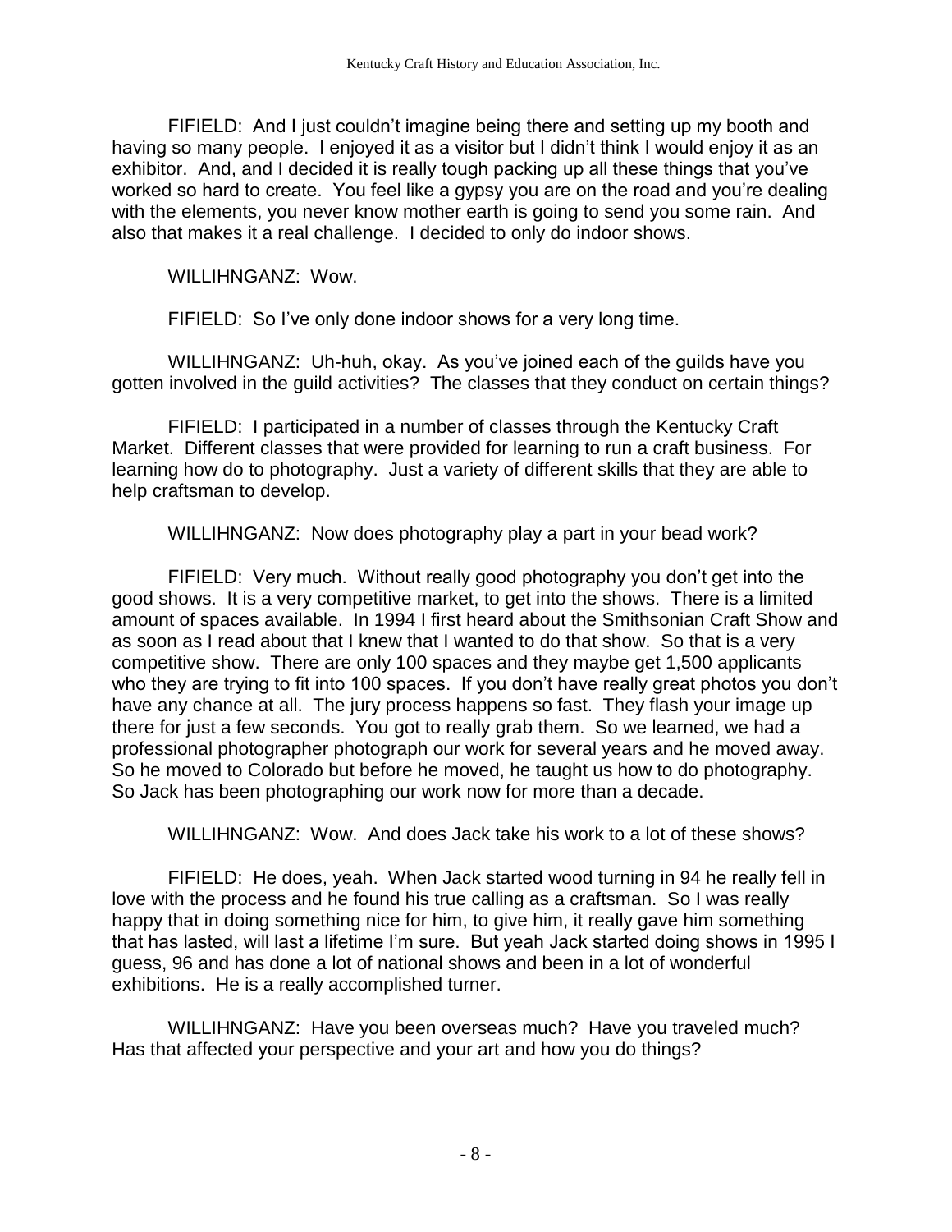FIFIELD: And I just couldn't imagine being there and setting up my booth and having so many people. I enjoyed it as a visitor but I didn't think I would enjoy it as an exhibitor. And, and I decided it is really tough packing up all these things that you've worked so hard to create. You feel like a gypsy you are on the road and you're dealing with the elements, you never know mother earth is going to send you some rain. And also that makes it a real challenge. I decided to only do indoor shows.

WILLIHNGANZ: Wow.

FIFIELD: So I've only done indoor shows for a very long time.

WILLIHNGANZ: Uh-huh, okay. As you've joined each of the guilds have you gotten involved in the guild activities? The classes that they conduct on certain things?

FIFIELD: I participated in a number of classes through the Kentucky Craft Market. Different classes that were provided for learning to run a craft business. For learning how do to photography. Just a variety of different skills that they are able to help craftsman to develop.

WILLIHNGANZ: Now does photography play a part in your bead work?

FIFIELD: Very much. Without really good photography you don't get into the good shows. It is a very competitive market, to get into the shows. There is a limited amount of spaces available. In 1994 I first heard about the Smithsonian Craft Show and as soon as I read about that I knew that I wanted to do that show. So that is a very competitive show. There are only 100 spaces and they maybe get 1,500 applicants who they are trying to fit into 100 spaces. If you don't have really great photos you don't have any chance at all. The jury process happens so fast. They flash your image up there for just a few seconds. You got to really grab them. So we learned, we had a professional photographer photograph our work for several years and he moved away. So he moved to Colorado but before he moved, he taught us how to do photography. So Jack has been photographing our work now for more than a decade.

WILLIHNGANZ: Wow. And does Jack take his work to a lot of these shows?

FIFIELD: He does, yeah. When Jack started wood turning in 94 he really fell in love with the process and he found his true calling as a craftsman. So I was really happy that in doing something nice for him, to give him, it really gave him something that has lasted, will last a lifetime I'm sure. But yeah Jack started doing shows in 1995 I guess, 96 and has done a lot of national shows and been in a lot of wonderful exhibitions. He is a really accomplished turner.

WILLIHNGANZ: Have you been overseas much? Have you traveled much? Has that affected your perspective and your art and how you do things?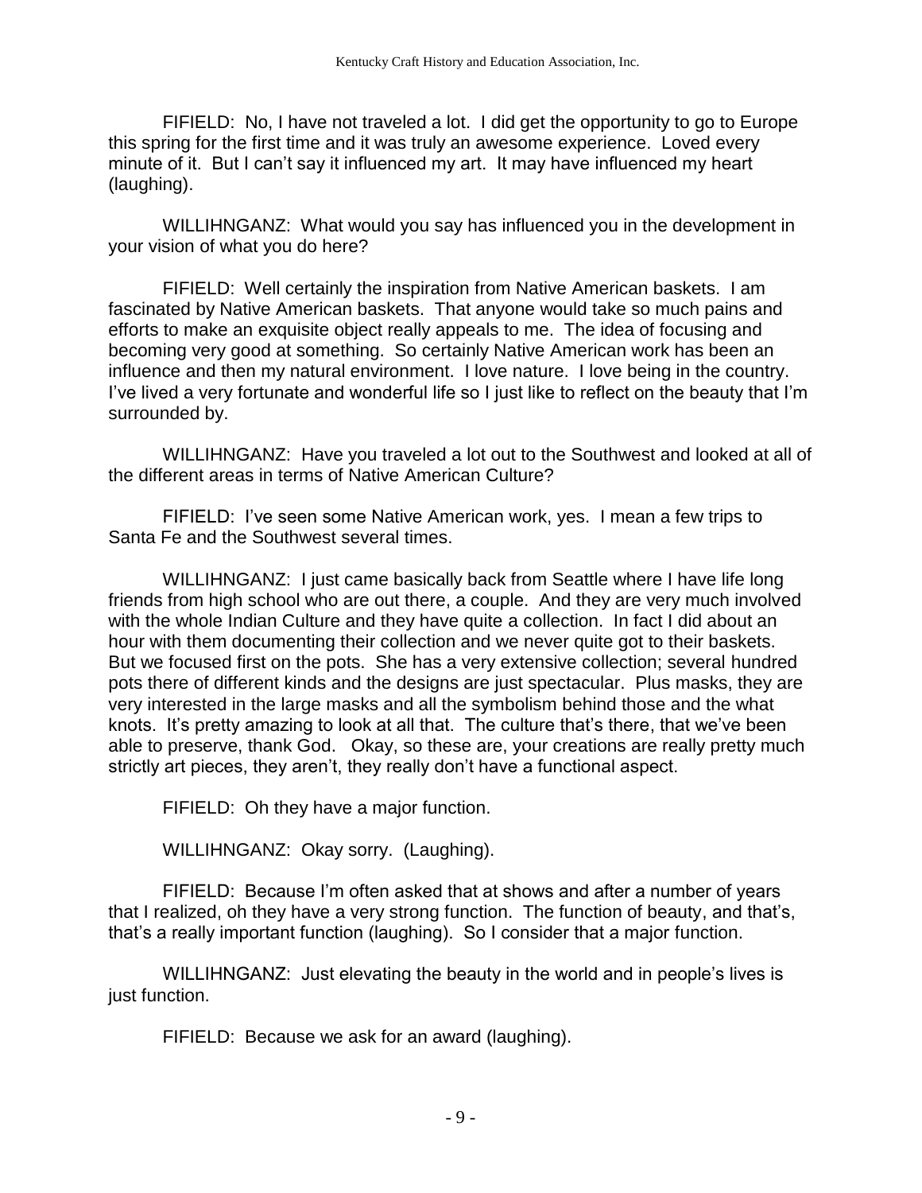FIFIELD: No, I have not traveled a lot. I did get the opportunity to go to Europe this spring for the first time and it was truly an awesome experience. Loved every minute of it. But I can't say it influenced my art. It may have influenced my heart (laughing).

WILLIHNGANZ: What would you say has influenced you in the development in your vision of what you do here?

FIFIELD: Well certainly the inspiration from Native American baskets. I am fascinated by Native American baskets. That anyone would take so much pains and efforts to make an exquisite object really appeals to me. The idea of focusing and becoming very good at something. So certainly Native American work has been an influence and then my natural environment. I love nature. I love being in the country. I've lived a very fortunate and wonderful life so I just like to reflect on the beauty that I'm surrounded by.

WILLIHNGANZ: Have you traveled a lot out to the Southwest and looked at all of the different areas in terms of Native American Culture?

FIFIELD: I've seen some Native American work, yes. I mean a few trips to Santa Fe and the Southwest several times.

WILLIHNGANZ: I just came basically back from Seattle where I have life long friends from high school who are out there, a couple. And they are very much involved with the whole Indian Culture and they have quite a collection. In fact I did about an hour with them documenting their collection and we never quite got to their baskets. But we focused first on the pots. She has a very extensive collection; several hundred pots there of different kinds and the designs are just spectacular. Plus masks, they are very interested in the large masks and all the symbolism behind those and the what knots. It's pretty amazing to look at all that. The culture that's there, that we've been able to preserve, thank God. Okay, so these are, your creations are really pretty much strictly art pieces, they aren't, they really don't have a functional aspect.

FIFIELD: Oh they have a major function.

WILLIHNGANZ: Okay sorry. (Laughing).

FIFIELD: Because I'm often asked that at shows and after a number of years that I realized, oh they have a very strong function. The function of beauty, and that's, that's a really important function (laughing). So I consider that a major function.

WILLIHNGANZ: Just elevating the beauty in the world and in people's lives is just function.

FIFIELD: Because we ask for an award (laughing).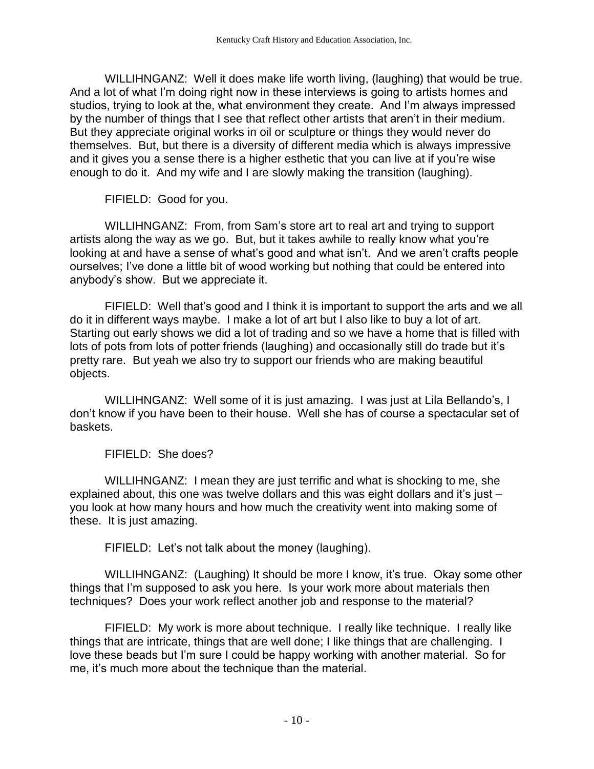WILLIHNGANZ: Well it does make life worth living, (laughing) that would be true. And a lot of what I'm doing right now in these interviews is going to artists homes and studios, trying to look at the, what environment they create. And I'm always impressed by the number of things that I see that reflect other artists that aren't in their medium. But they appreciate original works in oil or sculpture or things they would never do themselves. But, but there is a diversity of different media which is always impressive and it gives you a sense there is a higher esthetic that you can live at if you're wise enough to do it. And my wife and I are slowly making the transition (laughing).

FIFIELD: Good for you.

WILLIHNGANZ: From, from Sam's store art to real art and trying to support artists along the way as we go. But, but it takes awhile to really know what you're looking at and have a sense of what's good and what isn't. And we aren't crafts people ourselves; I've done a little bit of wood working but nothing that could be entered into anybody's show. But we appreciate it.

FIFIELD: Well that's good and I think it is important to support the arts and we all do it in different ways maybe. I make a lot of art but I also like to buy a lot of art. Starting out early shows we did a lot of trading and so we have a home that is filled with lots of pots from lots of potter friends (laughing) and occasionally still do trade but it's pretty rare. But yeah we also try to support our friends who are making beautiful objects.

WILLIHNGANZ: Well some of it is just amazing. I was just at Lila Bellando's, I don't know if you have been to their house. Well she has of course a spectacular set of baskets.

FIFIELD: She does?

WILLIHNGANZ: I mean they are just terrific and what is shocking to me, she explained about, this one was twelve dollars and this was eight dollars and it's just – you look at how many hours and how much the creativity went into making some of these. It is just amazing.

FIFIELD: Let's not talk about the money (laughing).

WILLIHNGANZ: (Laughing) It should be more I know, it's true. Okay some other things that I'm supposed to ask you here. Is your work more about materials then techniques? Does your work reflect another job and response to the material?

FIFIELD: My work is more about technique. I really like technique. I really like things that are intricate, things that are well done; I like things that are challenging. I love these beads but I'm sure I could be happy working with another material. So for me, it's much more about the technique than the material.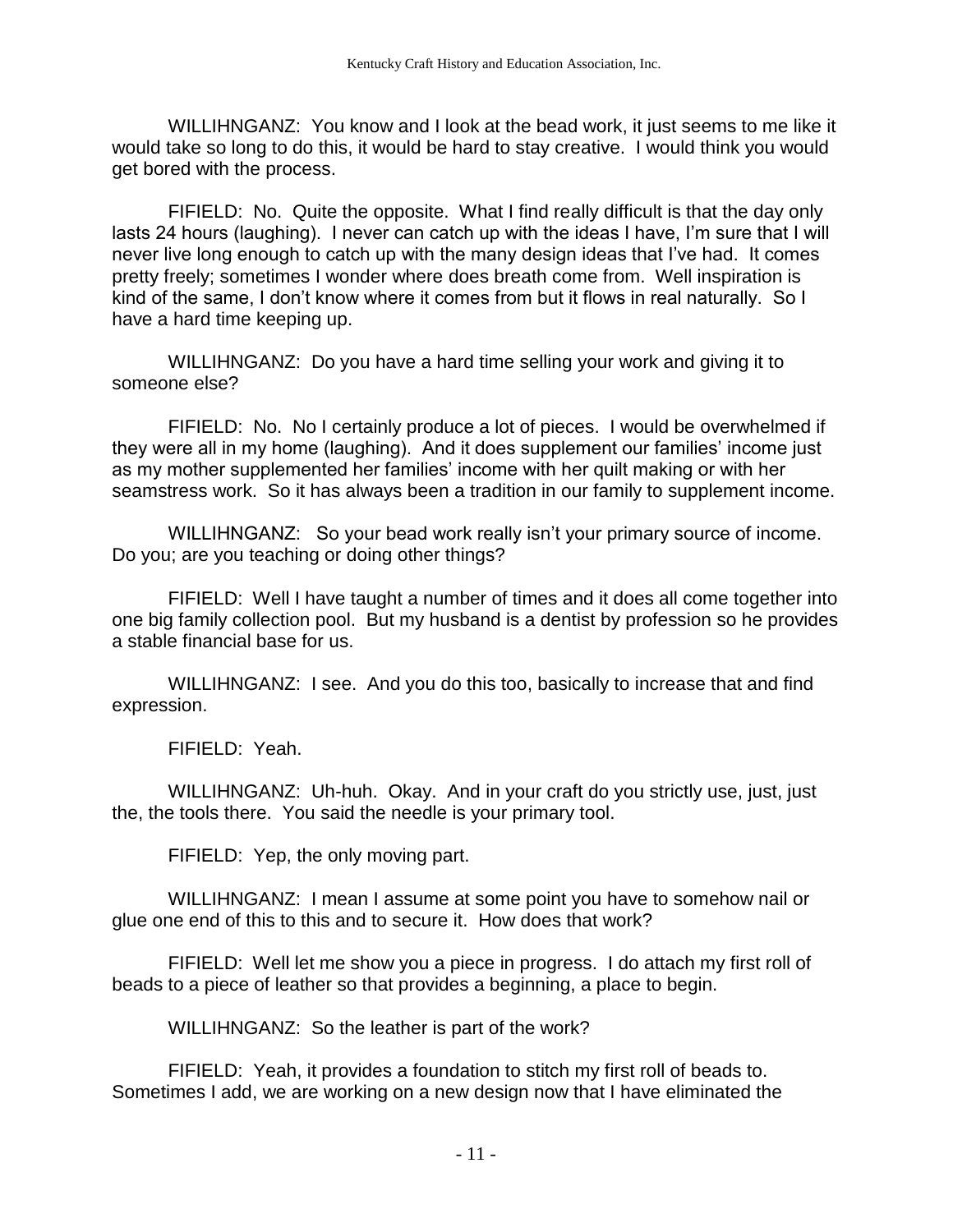WILLIHNGANZ: You know and I look at the bead work, it just seems to me like it would take so long to do this, it would be hard to stay creative. I would think you would get bored with the process.

FIFIELD: No. Quite the opposite. What I find really difficult is that the day only lasts 24 hours (laughing). I never can catch up with the ideas I have, I'm sure that I will never live long enough to catch up with the many design ideas that I've had. It comes pretty freely; sometimes I wonder where does breath come from. Well inspiration is kind of the same, I don't know where it comes from but it flows in real naturally. So I have a hard time keeping up.

WILLIHNGANZ: Do you have a hard time selling your work and giving it to someone else?

FIFIELD: No. No I certainly produce a lot of pieces. I would be overwhelmed if they were all in my home (laughing). And it does supplement our families' income just as my mother supplemented her families' income with her quilt making or with her seamstress work. So it has always been a tradition in our family to supplement income.

WILLIHNGANZ: So your bead work really isn't your primary source of income. Do you; are you teaching or doing other things?

FIFIELD: Well I have taught a number of times and it does all come together into one big family collection pool. But my husband is a dentist by profession so he provides a stable financial base for us.

WILLIHNGANZ: I see. And you do this too, basically to increase that and find expression.

FIFIELD: Yeah.

WILLIHNGANZ: Uh-huh. Okay. And in your craft do you strictly use, just, just the, the tools there. You said the needle is your primary tool.

FIFIELD: Yep, the only moving part.

WILLIHNGANZ: I mean I assume at some point you have to somehow nail or glue one end of this to this and to secure it. How does that work?

FIFIELD: Well let me show you a piece in progress. I do attach my first roll of beads to a piece of leather so that provides a beginning, a place to begin.

WILLIHNGANZ: So the leather is part of the work?

FIFIELD: Yeah, it provides a foundation to stitch my first roll of beads to. Sometimes I add, we are working on a new design now that I have eliminated the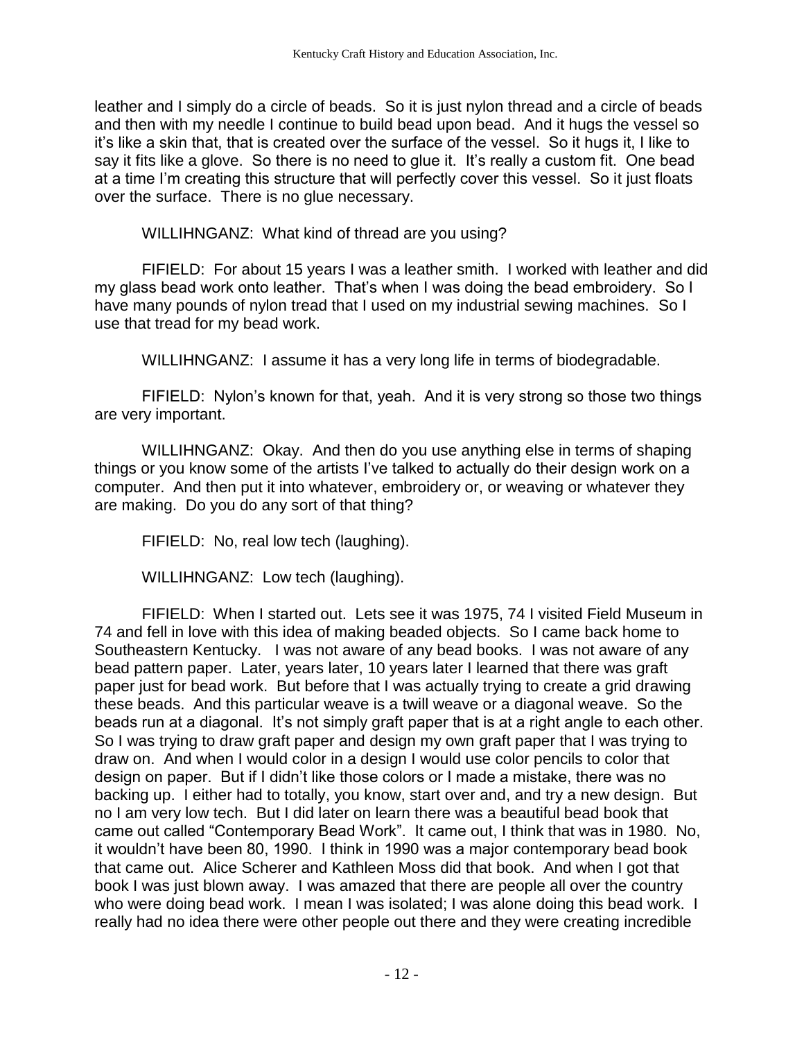leather and I simply do a circle of beads. So it is just nylon thread and a circle of beads and then with my needle I continue to build bead upon bead. And it hugs the vessel so it's like a skin that, that is created over the surface of the vessel. So it hugs it, I like to say it fits like a glove. So there is no need to glue it. It's really a custom fit. One bead at a time I'm creating this structure that will perfectly cover this vessel. So it just floats over the surface. There is no glue necessary.

WILLIHNGANZ: What kind of thread are you using?

FIFIELD: For about 15 years I was a leather smith. I worked with leather and did my glass bead work onto leather. That's when I was doing the bead embroidery. So I have many pounds of nylon tread that I used on my industrial sewing machines. So I use that tread for my bead work.

WILLIHNGANZ: I assume it has a very long life in terms of biodegradable.

FIFIELD: Nylon's known for that, yeah. And it is very strong so those two things are very important.

WILLIHNGANZ: Okay. And then do you use anything else in terms of shaping things or you know some of the artists I've talked to actually do their design work on a computer. And then put it into whatever, embroidery or, or weaving or whatever they are making. Do you do any sort of that thing?

FIFIELD: No, real low tech (laughing).

WILLIHNGANZ: Low tech (laughing).

FIFIELD: When I started out. Lets see it was 1975, 74 I visited Field Museum in 74 and fell in love with this idea of making beaded objects. So I came back home to Southeastern Kentucky. I was not aware of any bead books. I was not aware of any bead pattern paper. Later, years later, 10 years later I learned that there was graft paper just for bead work. But before that I was actually trying to create a grid drawing these beads. And this particular weave is a twill weave or a diagonal weave. So the beads run at a diagonal. It's not simply graft paper that is at a right angle to each other. So I was trying to draw graft paper and design my own graft paper that I was trying to draw on. And when I would color in a design I would use color pencils to color that design on paper. But if I didn't like those colors or I made a mistake, there was no backing up. I either had to totally, you know, start over and, and try a new design. But no I am very low tech. But I did later on learn there was a beautiful bead book that came out called "Contemporary Bead Work". It came out, I think that was in 1980. No, it wouldn't have been 80, 1990. I think in 1990 was a major contemporary bead book that came out. Alice Scherer and Kathleen Moss did that book. And when I got that book I was just blown away. I was amazed that there are people all over the country who were doing bead work. I mean I was isolated; I was alone doing this bead work. I really had no idea there were other people out there and they were creating incredible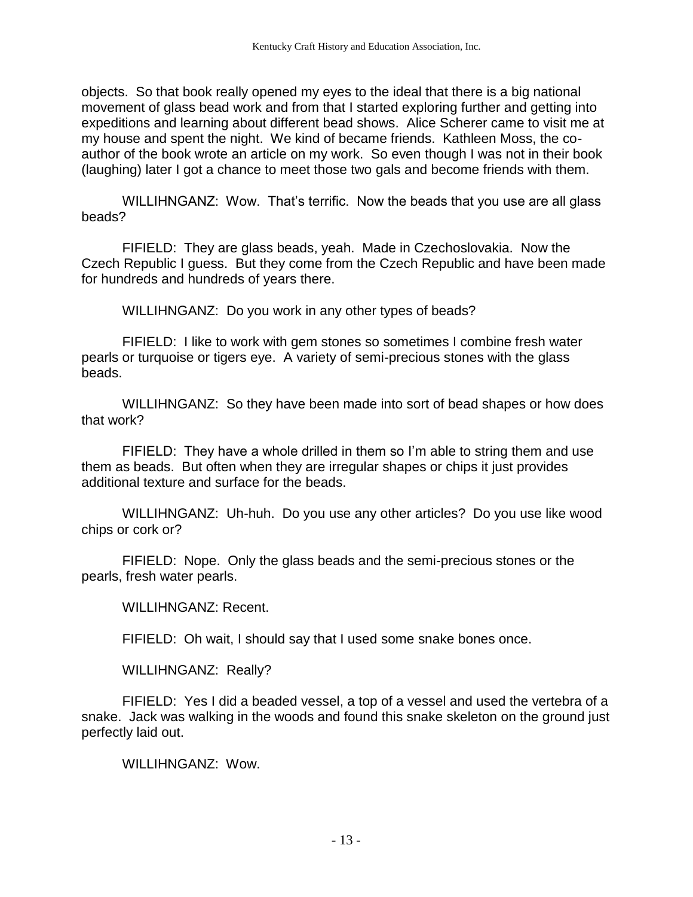objects. So that book really opened my eyes to the ideal that there is a big national movement of glass bead work and from that I started exploring further and getting into expeditions and learning about different bead shows. Alice Scherer came to visit me at my house and spent the night. We kind of became friends. Kathleen Moss, the co-author of the book wrote an article on my work. So even though I was not in their book (laughing) later I got a chance to meet those two gals and become friends with them.

WILLIHNGANZ: Wow. That's terrific. Now the beads that you use are all glass beads?

FIFIELD: They are glass beads, yeah. Made in Czechoslovakia. Now the Czech Republic I guess. But they come from the Czech Republic and have been made for hundreds and hundreds of years there.

WILLIHNGANZ: Do you work in any other types of beads?

FIFIELD: I like to work with gem stones so sometimes I combine fresh water pearls or turquoise or tigers eye. A variety of semi-precious stones with the glass beads.

WILLIHNGANZ: So they have been made into sort of bead shapes or how does that work?

FIFIELD: They have a whole drilled in them so I'm able to string them and use them as beads. But often when they are irregular shapes or chips it just provides additional texture and surface for the beads.

WILLIHNGANZ: Uh-huh. Do you use any other articles? Do you use like wood chips or cork or?

FIFIELD: Nope. Only the glass beads and the semi-precious stones or the pearls, fresh water pearls.

WILLIHNGANZ: Recent.

FIFIELD: Oh wait, I should say that I used some snake bones once.

WILLIHNGANZ: Really?

FIFIELD: Yes I did a beaded vessel, a top of a vessel and used the vertebra of a snake. Jack was walking in the woods and found this snake skeleton on the ground just perfectly laid out.

WILLIHNGANZ: Wow.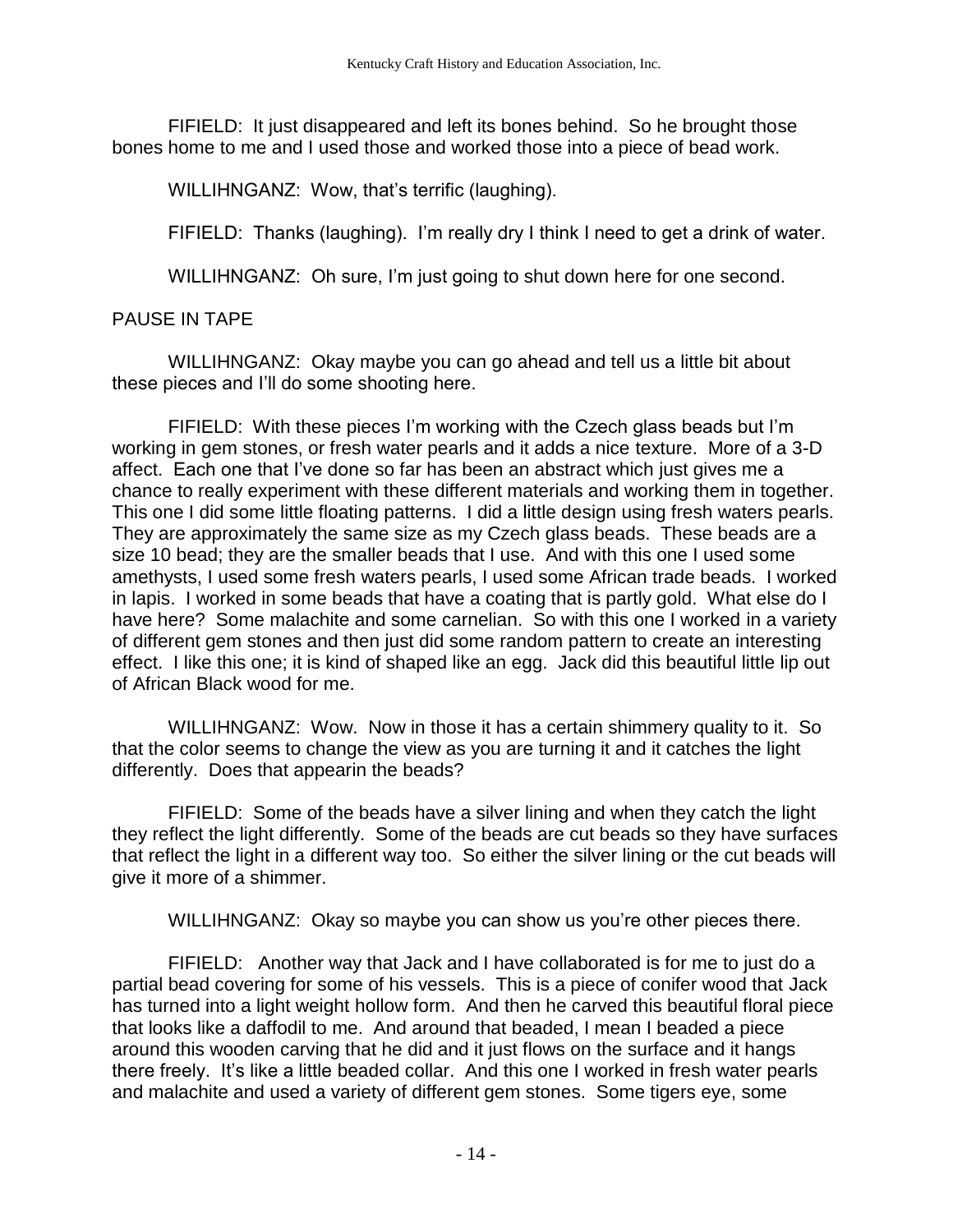FIFIELD: It just disappeared and left its bones behind. So he brought those bones home to me and I used those and worked those into a piece of bead work.

WILLIHNGANZ: Wow, that's terrific (laughing).

FIFIELD: Thanks (laughing). I'm really dry I think I need to get a drink of water.

WILLIHNGANZ: Oh sure, I'm just going to shut down here for one second.

PAUSE IN TAPE

WILLIHNGANZ: Okay maybe you can go ahead and tell us a little bit about these pieces and I'll do some shooting here.

FIFIELD: With these pieces I'm working with the Czech glass beads but I'm working in gem stones, or fresh water pearls and it adds a nice texture. More of a 3-D affect. Each one that I've done so far has been an abstract which just gives me a chance to really experiment with these different materials and working them in together. This one I did some little floating patterns. I did a little design using fresh waters pearls. They are approximately the same size as my Czech glass beads. These beads are a size 10 bead; they are the smaller beads that I use. And with this one I used some amethysts, I used some fresh waters pearls, I used some African trade beads. I worked in lapis. I worked in some beads that have a coating that is partly gold. What else do I have here? Some malachite and some carnelian. So with this one I worked in a variety of different gem stones and then just did some random pattern to create an interesting effect. I like this one; it is kind of shaped like an egg. Jack did this beautiful little lip out of African Black wood for me.

WILLIHNGANZ: Wow. Now in those it has a certain shimmery quality to it. So that the color seems to change the view as you are turning it and it catches the light differently. Does that appearin the beads?

FIFIELD: Some of the beads have a silver lining and when they catch the light they reflect the light differently. Some of the beads are cut beads so they have surfaces that reflect the light in a different way too. So either the silver lining or the cut beads will give it more of a shimmer.

WILLIHNGANZ: Okay so maybe you can show us you're other pieces there.

FIFIELD: Another way that Jack and I have collaborated is for me to just do a partial bead covering for some of his vessels. This is a piece of conifer wood that Jack has turned into a light weight hollow form. And then he carved this beautiful floral piece that looks like a daffodil to me. And around that beaded, I mean I beaded a piece around this wooden carving that he did and it just flows on the surface and it hangs there freely. It's like a little beaded collar. And this one I worked in fresh water pearls and malachite and used a variety of different gem stones. Some tigers eye, some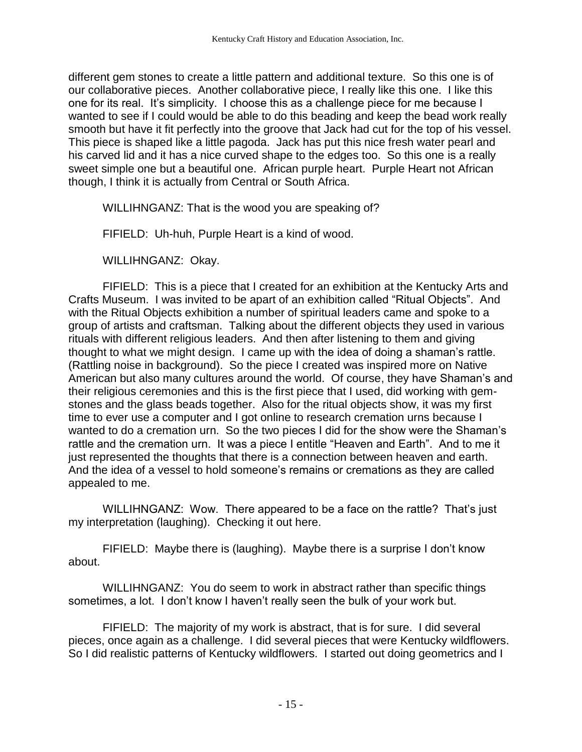different gem stones to create a little pattern and additional texture. So this one is of our collaborative pieces. Another collaborative piece, I really like this one. I like this one for its real. It's simplicity. I choose this as a challenge piece for me because I wanted to see if I could would be able to do this beading and keep the bead work really smooth but have it fit perfectly into the groove that Jack had cut for the top of his vessel. This piece is shaped like a little pagoda. Jack has put this nice fresh water pearl and his carved lid and it has a nice curved shape to the edges too. So this one is a really sweet simple one but a beautiful one. African purple heart. Purple Heart not African though, I think it is actually from Central or South Africa.

WILLIHNGANZ: That is the wood you are speaking of?

FIFIELD: Uh-huh, Purple Heart is a kind of wood.

WILLIHNGANZ: Okay.

FIFIELD: This is a piece that I created for an exhibition at the Kentucky Arts and Crafts Museum. I was invited to be apart of an exhibition called "Ritual Objects". And with the Ritual Objects exhibition a number of spiritual leaders came and spoke to a group of artists and craftsman. Talking about the different objects they used in various rituals with different religious leaders. And then after listening to them and giving thought to what we might design. I came up with the idea of doing a shaman's rattle. (Rattling noise in background). So the piece I created was inspired more on Native American but also many cultures around the world. Of course, they have Shaman's and their religious ceremonies and this is the first piece that I used, did working with gem-stones and the glass beads together. Also for the ritual objects show, it was my first time to ever use a computer and I got online to research cremation urns because I wanted to do a cremation urn. So the two pieces I did for the show were the Shaman's rattle and the cremation urn. It was a piece I entitle "Heaven and Earth". And to me it just represented the thoughts that there is a connection between heaven and earth. And the idea of a vessel to hold someone's remains or cremations as they are called appealed to me.

WILLIHNGANZ: Wow. There appeared to be a face on the rattle? That's just my interpretation (laughing). Checking it out here.

FIFIELD: Maybe there is (laughing). Maybe there is a surprise I don't know about.

WILLIHNGANZ: You do seem to work in abstract rather than specific things sometimes, a lot. I don't know I haven't really seen the bulk of your work but.

FIFIELD: The majority of my work is abstract, that is for sure. I did several pieces, once again as a challenge. I did several pieces that were Kentucky wildflowers. So I did realistic patterns of Kentucky wildflowers. I started out doing geometrics and I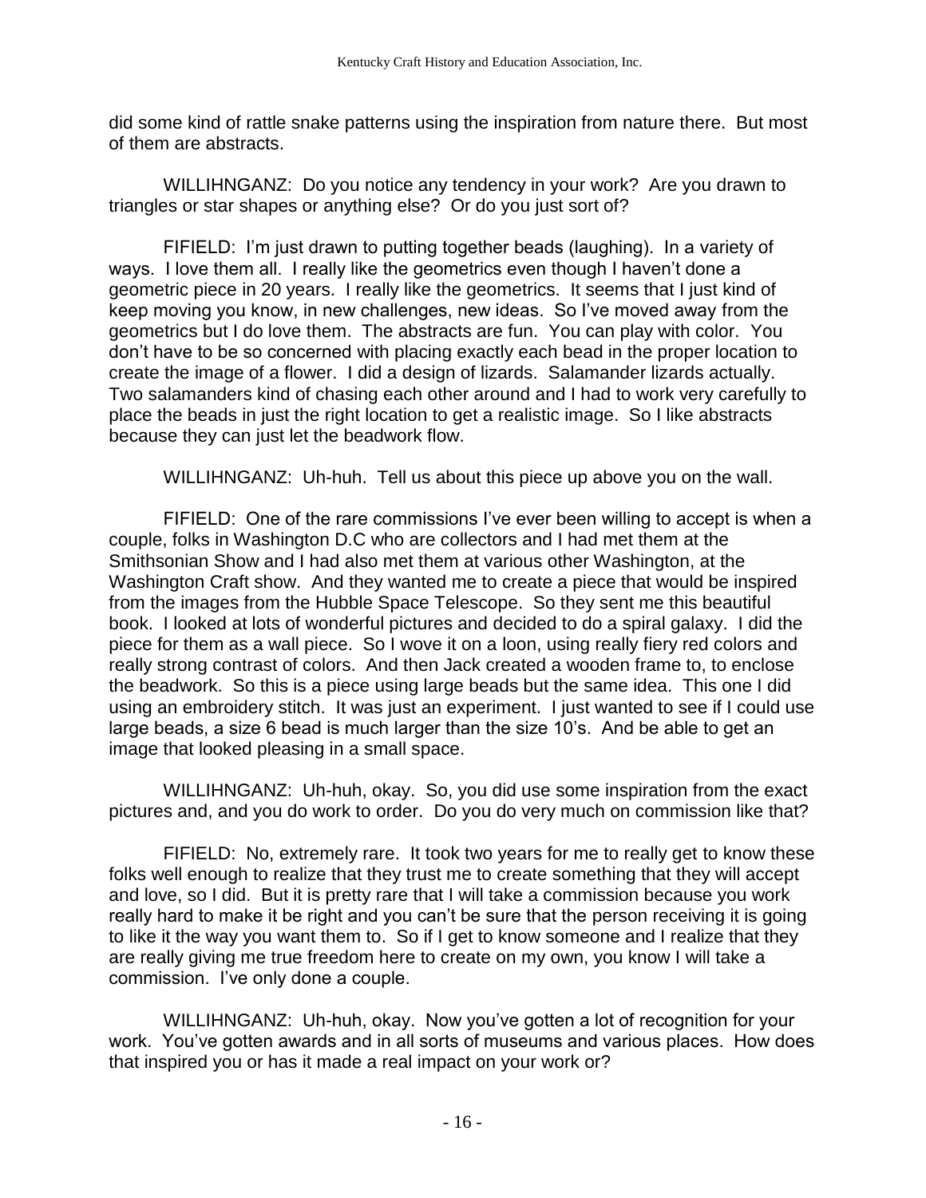did some kind of rattle snake patterns using the inspiration from nature there. But most of them are abstracts.

WILLIHNGANZ: Do you notice any tendency in your work? Are you drawn to triangles or star shapes or anything else? Or do you just sort of?

FIFIELD: I'm just drawn to putting together beads (laughing). In a variety of ways. I love them all. I really like the geometrics even though I haven't done a geometric piece in 20 years. I really like the geometrics. It seems that I just kind of keep moving you know, in new challenges, new ideas. So I've moved away from the geometrics but I do love them. The abstracts are fun. You can play with color. You don't have to be so concerned with placing exactly each bead in the proper location to create the image of a flower. I did a design of lizards. Salamander lizards actually. Two salamanders kind of chasing each other around and I had to work very carefully to place the beads in just the right location to get a realistic image. So I like abstracts because they can just let the beadwork flow.

WILLIHNGANZ: Uh-huh. Tell us about this piece up above you on the wall.

FIFIELD: One of the rare commissions I've ever been willing to accept is when a couple, folks in Washington D.C who are collectors and I had met them at the Smithsonian Show and I had also met them at various other Washington, at the Washington Craft show. And they wanted me to create a piece that would be inspired from the images from the Hubble Space Telescope. So they sent me this beautiful book. I looked at lots of wonderful pictures and decided to do a spiral galaxy. I did the piece for them as a wall piece. So I wove it on a loon, using really fiery red colors and really strong contrast of colors. And then Jack created a wooden frame to, to enclose the beadwork. So this is a piece using large beads but the same idea. This one I did using an embroidery stitch. It was just an experiment. I just wanted to see if I could use large beads, a size 6 bead is much larger than the size 10's. And be able to get an image that looked pleasing in a small space.

WILLIHNGANZ: Uh-huh, okay. So, you did use some inspiration from the exact pictures and, and you do work to order. Do you do very much on commission like that?

FIFIELD: No, extremely rare. It took two years for me to really get to know these folks well enough to realize that they trust me to create something that they will accept and love, so I did. But it is pretty rare that I will take a commission because you work really hard to make it be right and you can't be sure that the person receiving it is going to like it the way you want them to. So if I get to know someone and I realize that they are really giving me true freedom here to create on my own, you know I will take a commission. I've only done a couple.

WILLIHNGANZ: Uh-huh, okay. Now you've gotten a lot of recognition for your work. You've gotten awards and in all sorts of museums and various places. How does that inspired you or has it made a real impact on your work or?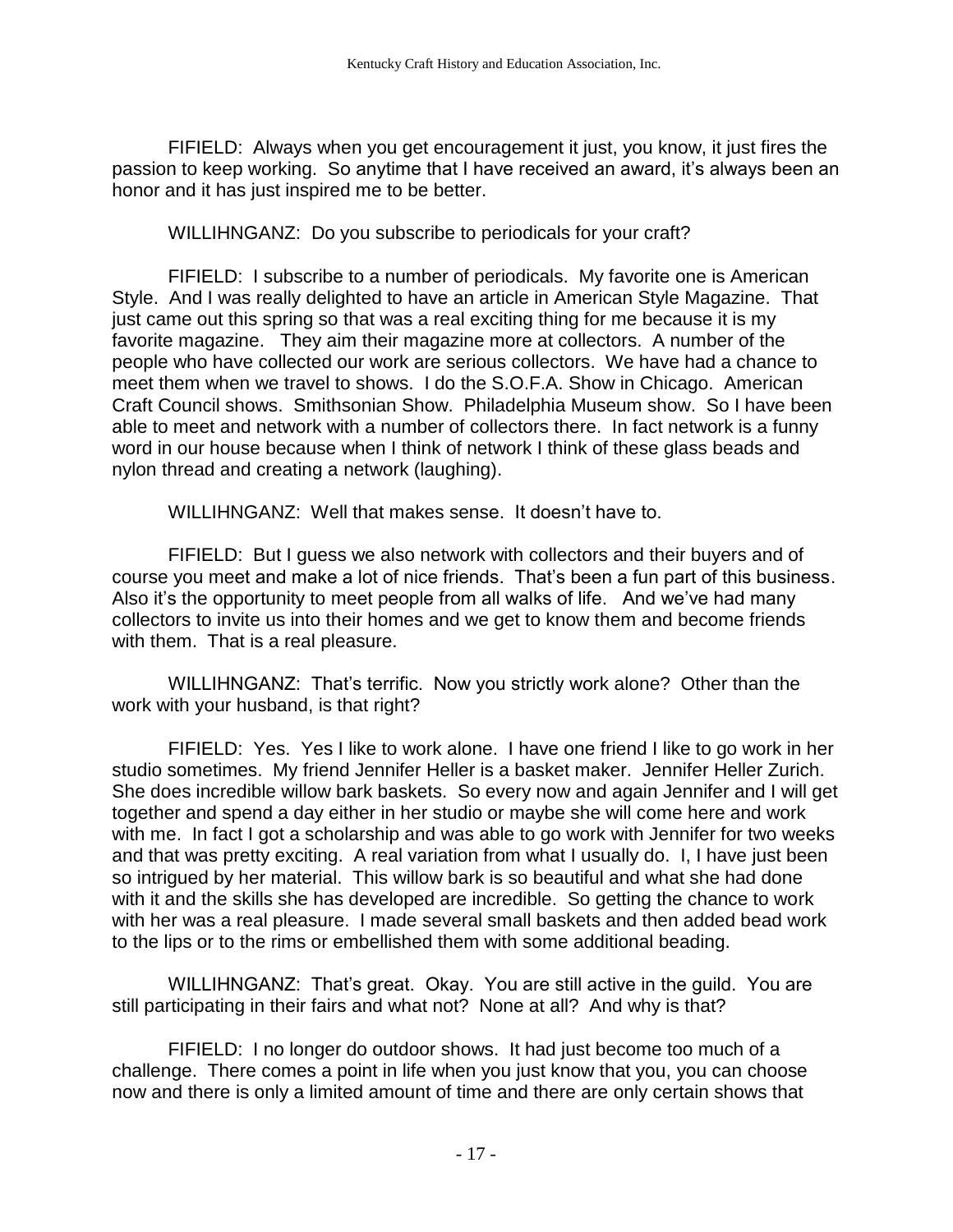FIFIELD: Always when you get encouragement it just, you know, it just fires the passion to keep working. So anytime that I have received an award, it's always been an honor and it has just inspired me to be better.

WILLIHNGANZ: Do you subscribe to periodicals for your craft?

FIFIELD: I subscribe to a number of periodicals. My favorite one is American Style. And I was really delighted to have an article in American Style Magazine. That just came out this spring so that was a real exciting thing for me because it is my favorite magazine. They aim their magazine more at collectors. A number of the people who have collected our work are serious collectors. We have had a chance to meet them when we travel to shows. I do the S.O.F.A. Show in Chicago. American Craft Council shows. Smithsonian Show. Philadelphia Museum show. So I have been able to meet and network with a number of collectors there. In fact network is a funny word in our house because when I think of network I think of these glass beads and nylon thread and creating a network (laughing).

WILLIHNGANZ: Well that makes sense. It doesn't have to.

FIFIELD: But I guess we also network with collectors and their buyers and of course you meet and make a lot of nice friends. That's been a fun part of this business. Also it's the opportunity to meet people from all walks of life. And we've had many collectors to invite us into their homes and we get to know them and become friends with them. That is a real pleasure.

WILLIHNGANZ: That's terrific. Now you strictly work alone? Other than the work with your husband, is that right?

FIFIELD: Yes. Yes I like to work alone. I have one friend I like to go work in her studio sometimes. My friend Jennifer Heller is a basket maker. Jennifer Heller Zurich. She does incredible willow bark baskets. So every now and again Jennifer and I will get together and spend a day either in her studio or maybe she will come here and work with me. In fact I got a scholarship and was able to go work with Jennifer for two weeks and that was pretty exciting. A real variation from what I usually do. I, I have just been so intrigued by her material. This willow bark is so beautiful and what she had done with it and the skills she has developed are incredible. So getting the chance to work with her was a real pleasure. I made several small baskets and then added bead work to the lips or to the rims or embellished them with some additional beading.

WILLIHNGANZ: That's great. Okay. You are still active in the guild. You are still participating in their fairs and what not? None at all? And why is that?

FIFIELD: I no longer do outdoor shows. It had just become too much of a challenge. There comes a point in life when you just know that you, you can choose now and there is only a limited amount of time and there are only certain shows that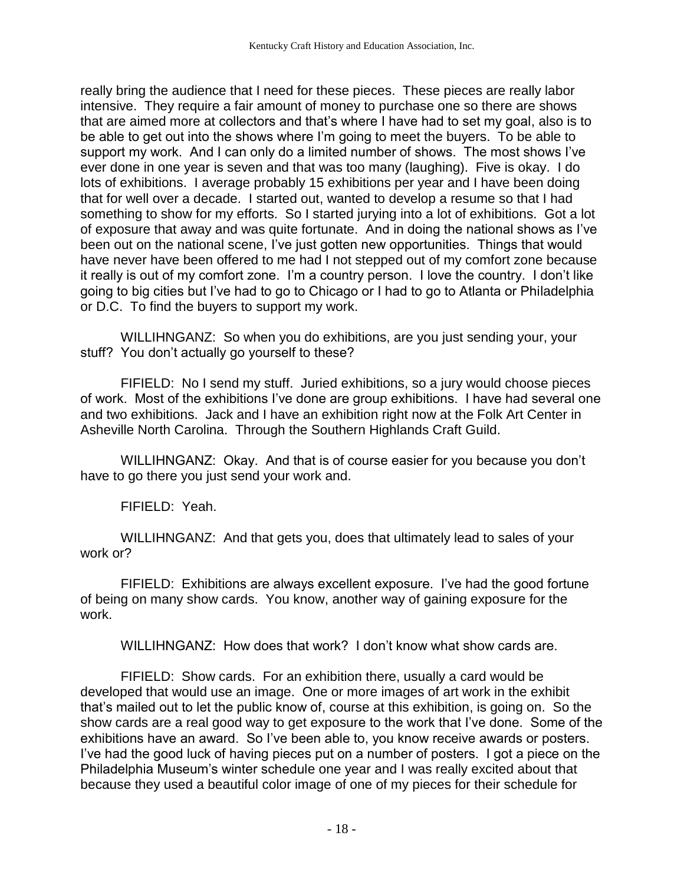really bring the audience that I need for these pieces. These pieces are really labor intensive. They require a fair amount of money to purchase one so there are shows that are aimed more at collectors and that's where I have had to set my goal, also is to be able to get out into the shows where I'm going to meet the buyers. To be able to support my work. And I can only do a limited number of shows. The most shows I've ever done in one year is seven and that was too many (laughing). Five is okay. I do lots of exhibitions. I average probably 15 exhibitions per year and I have been doing that for well over a decade. I started out, wanted to develop a resume so that I had something to show for my efforts. So I started jurying into a lot of exhibitions. Got a lot of exposure that away and was quite fortunate. And in doing the national shows as I've been out on the national scene, I've just gotten new opportunities. Things that would have never have been offered to me had I not stepped out of my comfort zone because it really is out of my comfort zone. I'm a country person. I love the country. I don't like going to big cities but I've had to go to Chicago or I had to go to Atlanta or Philadelphia or D.C. To find the buyers to support my work.

WILLIHNGANZ: So when you do exhibitions, are you just sending your, your stuff? You don't actually go yourself to these?

FIFIELD: No I send my stuff. Juried exhibitions, so a jury would choose pieces of work. Most of the exhibitions I've done are group exhibitions. I have had several one and two exhibitions. Jack and I have an exhibition right now at the Folk Art Center in Asheville North Carolina. Through the Southern Highlands Craft Guild.

WILLIHNGANZ: Okay. And that is of course easier for you because you don't have to go there you just send your work and.

FIFIELD: Yeah.

WILLIHNGANZ: And that gets you, does that ultimately lead to sales of your work or?

FIFIELD: Exhibitions are always excellent exposure. I've had the good fortune of being on many show cards. You know, another way of gaining exposure for the work.

WILLIHNGANZ: How does that work? I don't know what show cards are.

FIFIELD: Show cards. For an exhibition there, usually a card would be developed that would use an image. One or more images of art work in the exhibit that's mailed out to let the public know of, course at this exhibition, is going on. So the show cards are a real good way to get exposure to the work that I've done. Some of the exhibitions have an award. So I've been able to, you know receive awards or posters. I've had the good luck of having pieces put on a number of posters. I got a piece on the Philadelphia Museum's winter schedule one year and I was really excited about that because they used a beautiful color image of one of my pieces for their schedule for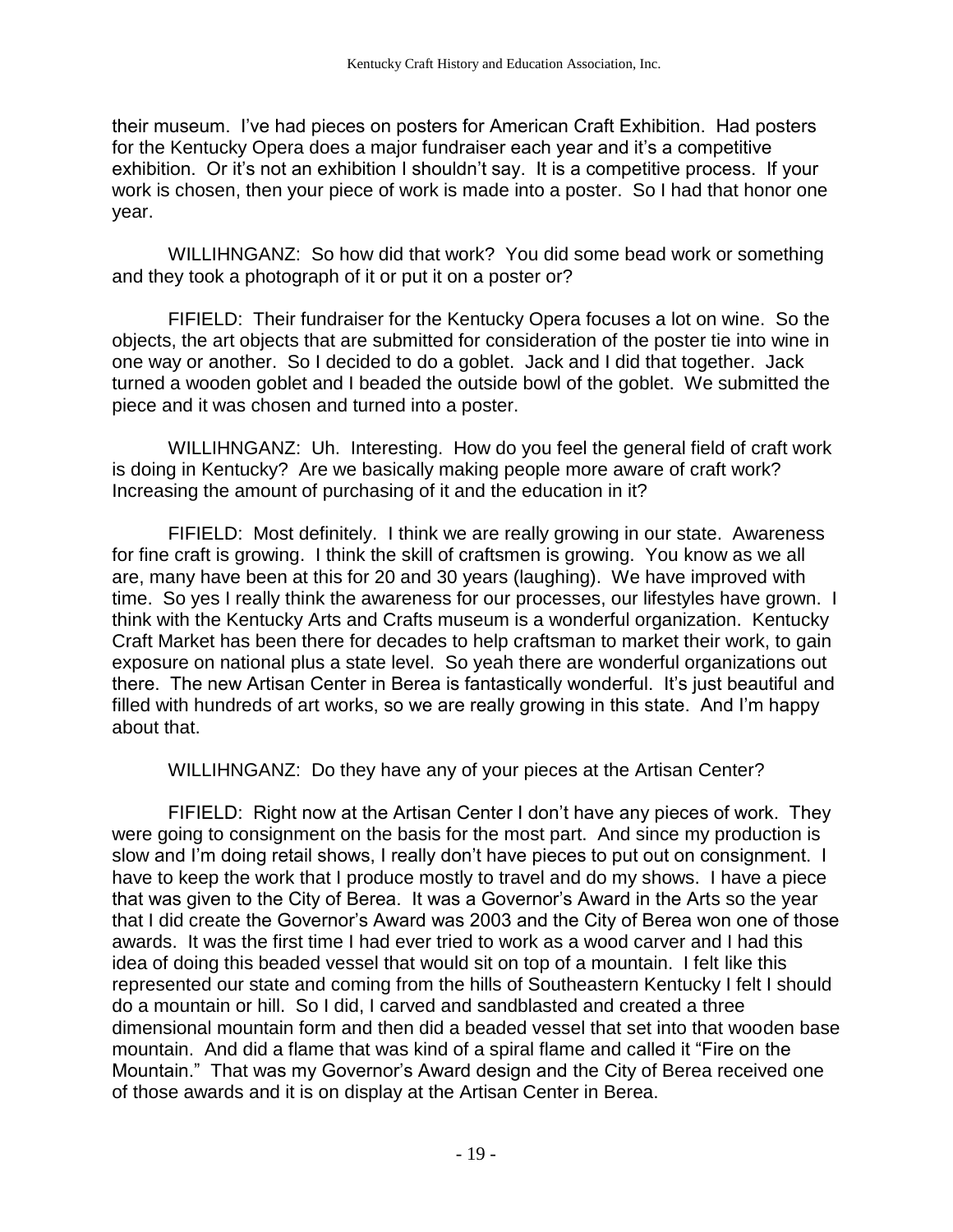their museum. I've had pieces on posters for American Craft Exhibition. Had posters for the Kentucky Opera does a major fundraiser each year and it's a competitive exhibition. Or it's not an exhibition I shouldn't say. It is a competitive process. If your work is chosen, then your piece of work is made into a poster. So I had that honor one year.

WILLIHNGANZ: So how did that work? You did some bead work or something and they took a photograph of it or put it on a poster or?

FIFIELD: Their fundraiser for the Kentucky Opera focuses a lot on wine. So the objects, the art objects that are submitted for consideration of the poster tie into wine in one way or another. So I decided to do a goblet. Jack and I did that together. Jack turned a wooden goblet and I beaded the outside bowl of the goblet. We submitted the piece and it was chosen and turned into a poster.

WILLIHNGANZ: Uh. Interesting. How do you feel the general field of craft work is doing in Kentucky? Are we basically making people more aware of craft work? Increasing the amount of purchasing of it and the education in it?

FIFIELD: Most definitely. I think we are really growing in our state. Awareness for fine craft is growing. I think the skill of craftsmen is growing. You know as we all are, many have been at this for 20 and 30 years (laughing). We have improved with time. So yes I really think the awareness for our processes, our lifestyles have grown. I think with the Kentucky Arts and Crafts museum is a wonderful organization. Kentucky Craft Market has been there for decades to help craftsman to market their work, to gain exposure on national plus a state level. So yeah there are wonderful organizations out there. The new Artisan Center in Berea is fantastically wonderful. It's just beautiful and filled with hundreds of art works, so we are really growing in this state. And I'm happy about that.

WILLIHNGANZ: Do they have any of your pieces at the Artisan Center?

FIFIELD: Right now at the Artisan Center I don't have any pieces of work. They were going to consignment on the basis for the most part. And since my production is slow and I'm doing retail shows, I really don't have pieces to put out on consignment. I have to keep the work that I produce mostly to travel and do my shows. I have a piece that was given to the City of Berea. It was a Governor's Award in the Arts so the year that I did create the Governor's Award was 2003 and the City of Berea won one of those awards. It was the first time I had ever tried to work as a wood carver and I had this idea of doing this beaded vessel that would sit on top of a mountain. I felt like this represented our state and coming from the hills of Southeastern Kentucky I felt I should do a mountain or hill. So I did, I carved and sandblasted and created a three dimensional mountain form and then did a beaded vessel that set into that wooden base mountain. And did a flame that was kind of a spiral flame and called it "Fire on the Mountain." That was my Governor's Award design and the City of Berea received one of those awards and it is on display at the Artisan Center in Berea.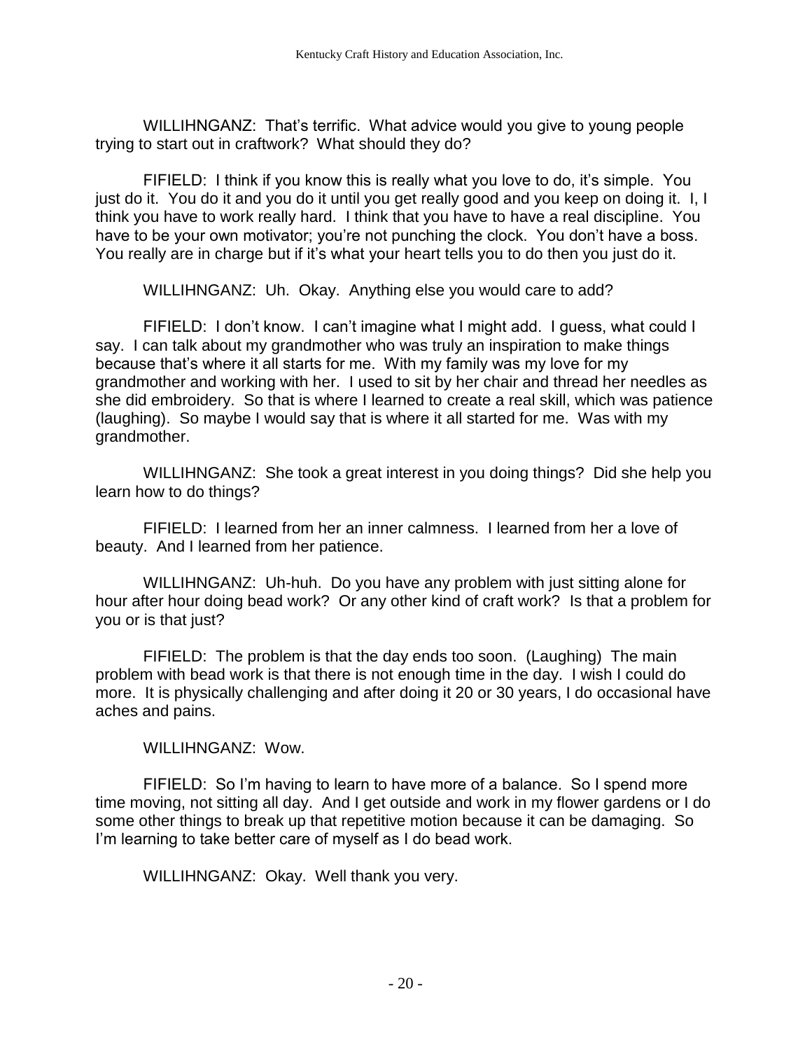WILLIHNGANZ: That's terrific. What advice would you give to young people trying to start out in craftwork? What should they do?

FIFIELD: I think if you know this is really what you love to do, it's simple. You just do it. You do it and you do it until you get really good and you keep on doing it. I, I think you have to work really hard. I think that you have to have a real discipline. You have to be your own motivator; you're not punching the clock. You don't have a boss. You really are in charge but if it's what your heart tells you to do then you just do it.

WILLIHNGANZ: Uh. Okay. Anything else you would care to add?

FIFIELD: I don't know. I can't imagine what I might add. I guess, what could I say. I can talk about my grandmother who was truly an inspiration to make things because that's where it all starts for me. With my family was my love for my grandmother and working with her. I used to sit by her chair and thread her needles as she did embroidery. So that is where I learned to create a real skill, which was patience (laughing). So maybe I would say that is where it all started for me. Was with my grandmother.

WILLIHNGANZ: She took a great interest in you doing things? Did she help you learn how to do things?

FIFIELD: I learned from her an inner calmness. I learned from her a love of beauty. And I learned from her patience.

WILLIHNGANZ: Uh-huh. Do you have any problem with just sitting alone for hour after hour doing bead work? Or any other kind of craft work? Is that a problem for you or is that just?

FIFIELD: The problem is that the day ends too soon. (Laughing) The main problem with bead work is that there is not enough time in the day. I wish I could do more. It is physically challenging and after doing it 20 or 30 years, I do occasional have aches and pains.

WILLIHNGANZ: Wow.

FIFIELD: So I'm having to learn to have more of a balance. So I spend more time moving, not sitting all day. And I get outside and work in my flower gardens or I do some other things to break up that repetitive motion because it can be damaging. So I'm learning to take better care of myself as I do bead work.

WILLIHNGANZ: Okay. Well thank you very.